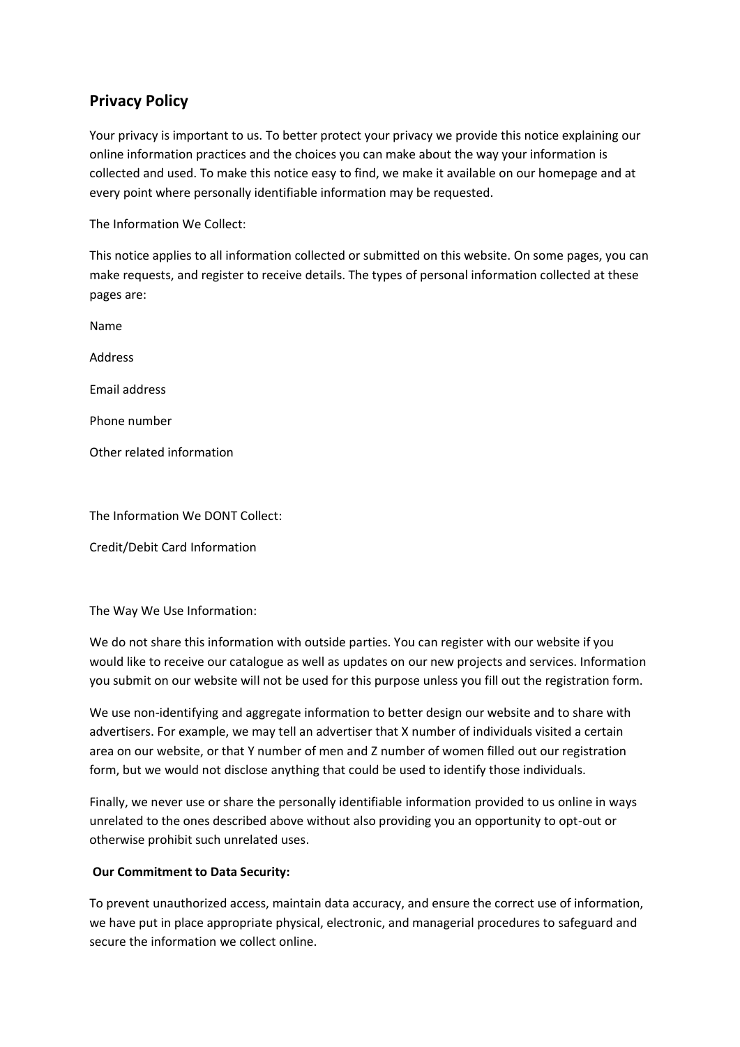## Privacy Policy

Your privacy is important to us. To better protect your privacy we provide this notice explaining our online information practices and the choices you can make about the way your information is collected and used. To make this notice easy to find, we make it available on our homepage and at every point where personally identifiable information may be requested.

The Information We Collect:

This notice applies to all information collected or submitted on this website. On some pages, you can make requests, and register to receive details. The types of personal information collected at these pages are:

Name

Address

Email address

Phone number

Other related information

The Information We DONT Collect:

Credit/Debit Card Information

The Way We Use Information:

We do not share this information with outside parties. You can register with our website if you would like to receive our catalogue as well as updates on our new projects and services. Information you submit on our website will not be used for this purpose unless you fill out the registration form.

We use non-identifying and aggregate information to better design our website and to share with advertisers. For example, we may tell an advertiser that X number of individuals visited a certain area on our website, or that Y number of men and Z number of women filled out our registration form, but we would not disclose anything that could be used to identify those individuals.

Finally, we never use or share the personally identifiable information provided to us online in ways unrelated to the ones described above without also providing you an opportunity to opt-out or otherwise prohibit such unrelated uses.

**Our Commitment to Data Security:**

To prevent unauthorized access, maintain data accuracy, and ensure the correct use of information, we have put in place appropriate physical, electronic, and managerial procedures to safeguard and secure the information we collect online.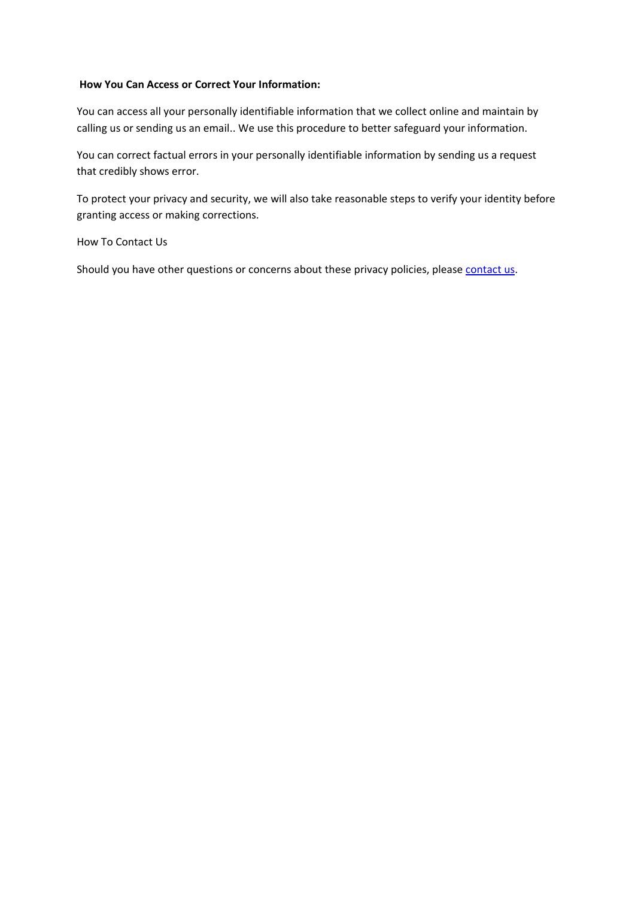**How You Can Access or Correct Your Information:**

You can access all your personally identifiable information that we collect online and maintain by calling us or sending us an email.. We use this procedure to better safeguard your information.

You can correct factual errors in your personally identifiable information by sending us a request that credibly shows error.

To protect your privacy and security, we will also take reasonable steps to verify your identity before granting access or making corrections.

How To Contact Us

Should you have other questions or concerns about these privacy policies, please contact us.